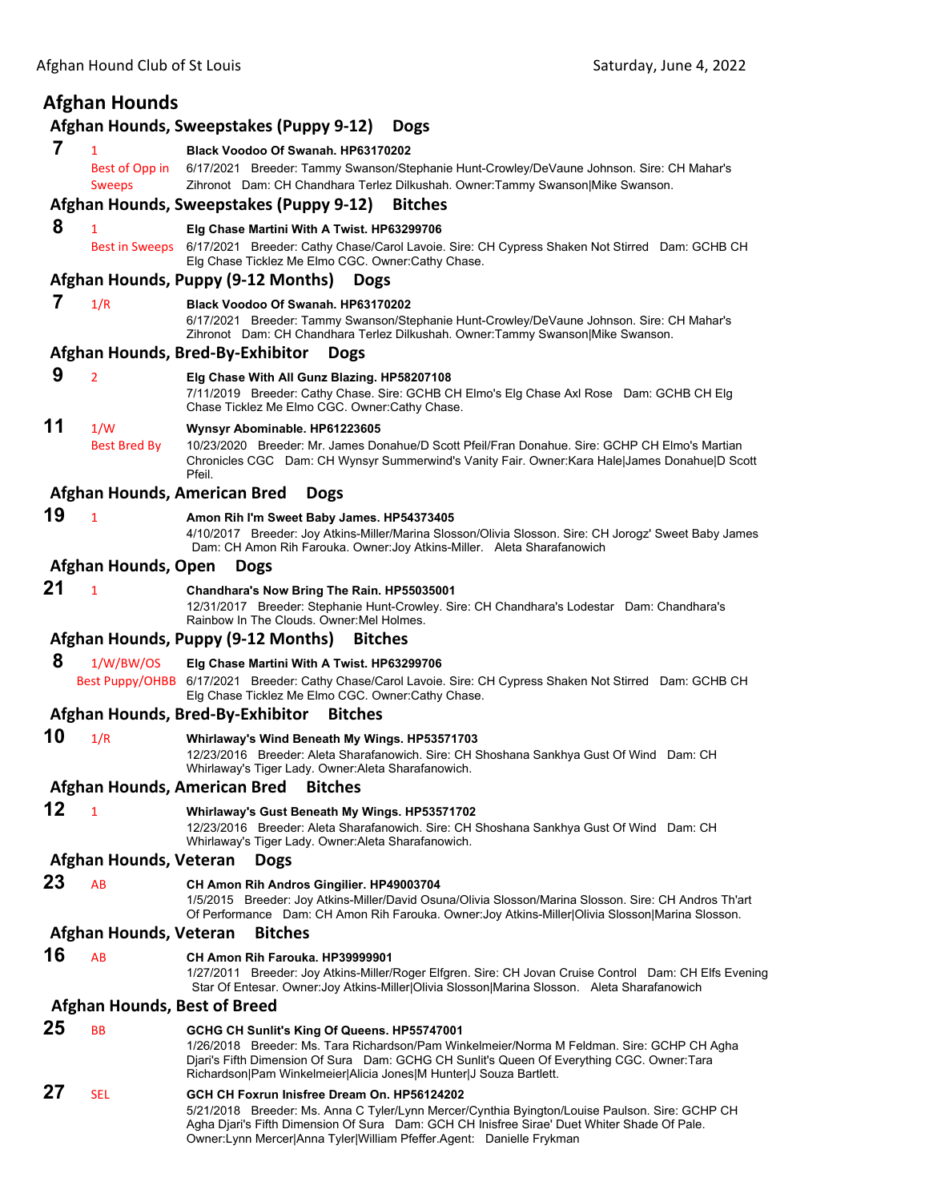# Afghan Hounds

## Afghan Hounds, Sweepstakes (Puppy 9-12) Dogs

**7** 1 — Best of Opp in Sweeps
**Black Voodoo Of Swanah. HP63170202**
6/17/2021 Breeder: Tammy Swanson/Stephanie Hunt-Crowley/DeVaune Johnson. Sire: CH Mahar's Zihronot Dam: CH Chandhara Terlez Dilkushah. Owner:Tammy Swanson|Mike Swanson.

## Afghan Hounds, Sweepstakes (Puppy 9-12) Bitches

**8** 1 — Best in Sweeps
**Elg Chase Martini With A Twist. HP63299706**
6/17/2021 Breeder: Cathy Chase/Carol Lavoie. Sire: CH Cypress Shaken Not Stirred Dam: GCHB CH Elg Chase Ticklez Me Elmo CGC. Owner:Cathy Chase.

## Afghan Hounds, Puppy (9-12 Months) Dogs

**7** 1/R
**Black Voodoo Of Swanah. HP63170202**
6/17/2021 Breeder: Tammy Swanson/Stephanie Hunt-Crowley/DeVaune Johnson. Sire: CH Mahar's Zihronot Dam: CH Chandhara Terlez Dilkushah. Owner:Tammy Swanson|Mike Swanson.

## Afghan Hounds, Bred-By-Exhibitor Dogs

**9** 2
**Elg Chase With All Gunz Blazing. HP58207108**
7/11/2019 Breeder: Cathy Chase. Sire: GCHB CH Elmo's Elg Chase Axl Rose Dam: GCHB CH Elg Chase Ticklez Me Elmo CGC. Owner:Cathy Chase.

**11** 1/W — Best Bred By
**Wynsyr Abominable. HP61223605**
10/23/2020 Breeder: Mr. James Donahue/D Scott Pfeil/Fran Donahue. Sire: GCHP CH Elmo's Martian Chronicles CGC Dam: CH Wynsyr Summerwind's Vanity Fair. Owner:Kara Hale|James Donahue|D Scott Pfeil.

## Afghan Hounds, American Bred Dogs

**19** 1
**Amon Rih I'm Sweet Baby James. HP54373405**
4/10/2017 Breeder: Joy Atkins-Miller/Marina Slosson/Olivia Slosson. Sire: CH Jorogz' Sweet Baby James Dam: CH Amon Rih Farouka. Owner:Joy Atkins-Miller. Aleta Sharafanowich

## Afghan Hounds, Open Dogs

**21** 1
**Chandhara's Now Bring The Rain. HP55035001**
12/31/2017 Breeder: Stephanie Hunt-Crowley. Sire: CH Chandhara's Lodestar Dam: Chandhara's Rainbow In The Clouds. Owner:Mel Holmes.

## Afghan Hounds, Puppy (9-12 Months) Bitches

**8** 1/W/BW/OS — Best Puppy/OHBB
**Elg Chase Martini With A Twist. HP63299706**
6/17/2021 Breeder: Cathy Chase/Carol Lavoie. Sire: CH Cypress Shaken Not Stirred Dam: GCHB CH Elg Chase Ticklez Me Elmo CGC. Owner:Cathy Chase.

## Afghan Hounds, Bred-By-Exhibitor Bitches

**10** 1/R
**Whirlaway's Wind Beneath My Wings. HP53571703**
12/23/2016 Breeder: Aleta Sharafanowich. Sire: CH Shoshana Sankhya Gust Of Wind Dam: CH Whirlaway's Tiger Lady. Owner:Aleta Sharafanowich.

## Afghan Hounds, American Bred Bitches

**12** 1
**Whirlaway's Gust Beneath My Wings. HP53571702**
12/23/2016 Breeder: Aleta Sharafanowich. Sire: CH Shoshana Sankhya Gust Of Wind Dam: CH Whirlaway's Tiger Lady. Owner:Aleta Sharafanowich.

## Afghan Hounds, Veteran Dogs

**23** AB
**CH Amon Rih Andros Gingilier. HP49003704**
1/5/2015 Breeder: Joy Atkins-Miller/David Osuna/Olivia Slosson/Marina Slosson. Sire: CH Andros Th'art Of Performance Dam: CH Amon Rih Farouka. Owner:Joy Atkins-Miller|Olivia Slosson|Marina Slosson.

## Afghan Hounds, Veteran Bitches

**16** AB
**CH Amon Rih Farouka. HP39999901**
1/27/2011 Breeder: Joy Atkins-Miller/Roger Elfgren. Sire: CH Jovan Cruise Control Dam: CH Elfs Evening Star Of Entesar. Owner:Joy Atkins-Miller|Olivia Slosson|Marina Slosson. Aleta Sharafanowich

## Afghan Hounds, Best of Breed

**25** BB
**GCHG CH Sunlit's King Of Queens. HP55747001**
1/26/2018 Breeder: Ms. Tara Richardson/Pam Winkelmeier/Norma M Feldman. Sire: GCHP CH Agha Djari's Fifth Dimension Of Sura Dam: GCHG CH Sunlit's Queen Of Everything CGC. Owner:Tara Richardson|Pam Winkelmeier|Alicia Jones|M Hunter|J Souza Bartlett.

**27** SEL
**GCH CH Foxrun Inisfree Dream On. HP56124202**
5/21/2018 Breeder: Ms. Anna C Tyler/Lynn Mercer/Cynthia Byington/Louise Paulson. Sire: GCHP CH Agha Djari's Fifth Dimension Of Sura Dam: GCH CH Inisfree Sirae' Duet Whiter Shade Of Pale. Owner:Lynn Mercer|Anna Tyler|William Pfeffer.Agent: Danielle Frykman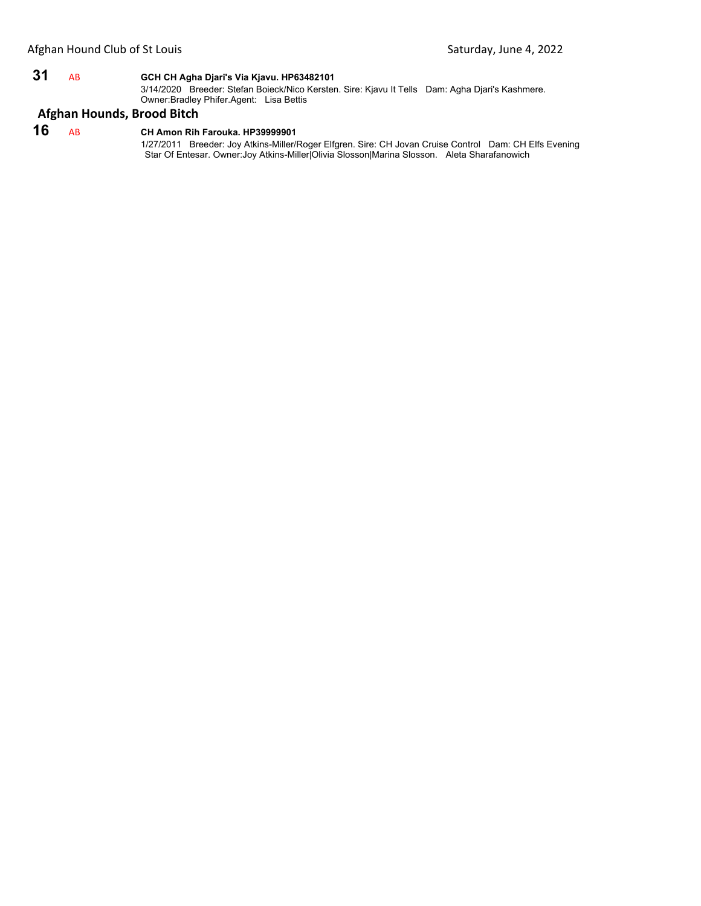**31** AB **GCH CH Agha Djari's Via Kjavu. HP63482101**

3/14/2020 Breeder: Stefan Boieck/Nico Kersten. Sire: Kjavu It Tells Dam: Agha Djari's Kashmere. Owner:Bradley Phifer.Agent: Lisa Bettis

## Afghan Hounds, Brood Bitch

**16** AB **CH Amon Rih Farouka. HP39999901**

1/27/2011 Breeder: Joy Atkins-Miller/Roger Elfgren. Sire: CH Jovan Cruise Control Dam: CH Elfs Evening Star Of Entesar. Owner:Joy Atkins-Miller|Olivia Slosson|Marina Slosson. Aleta Sharafanowich